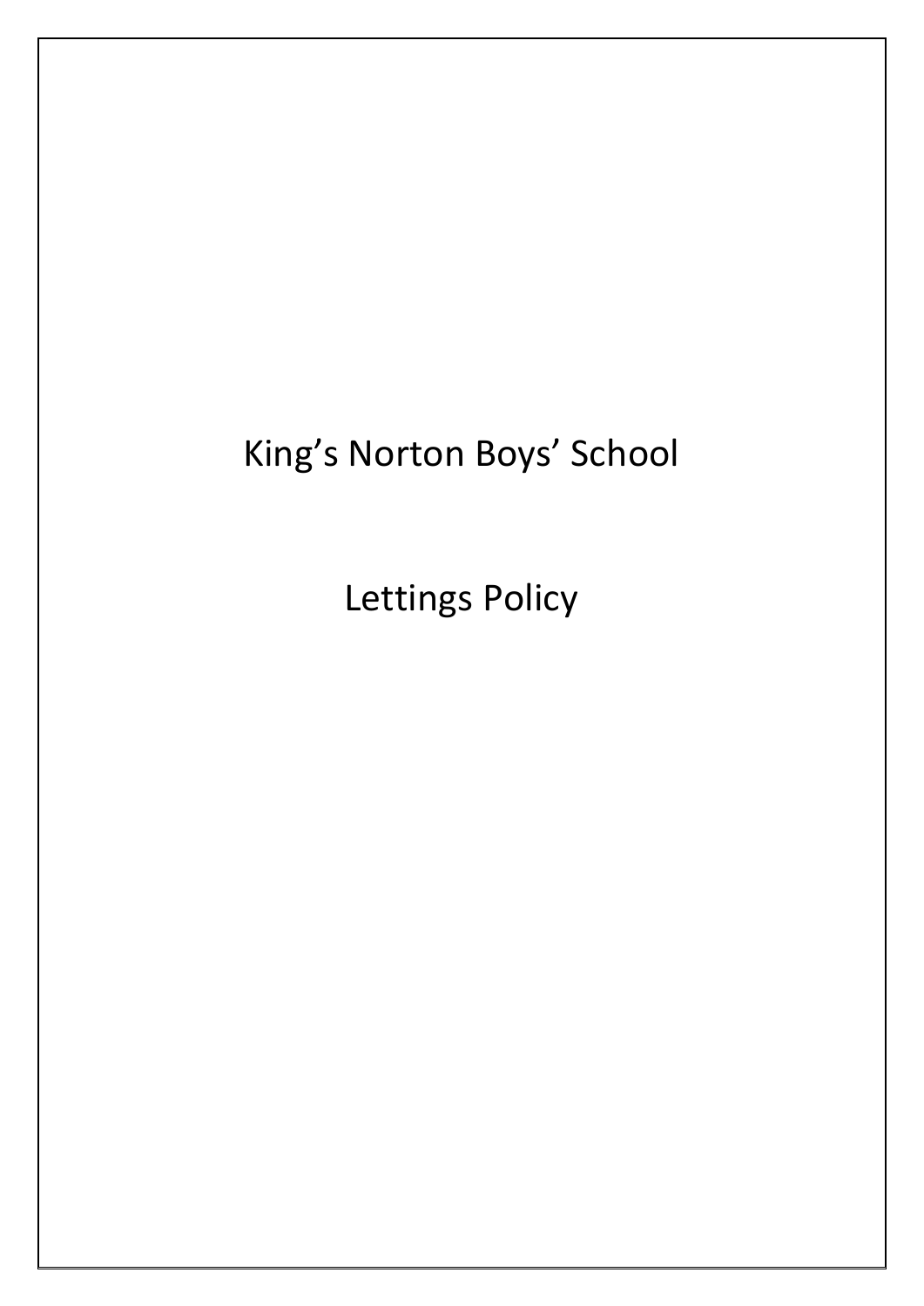# King’s Norton Boys’ School

# Lettings Policy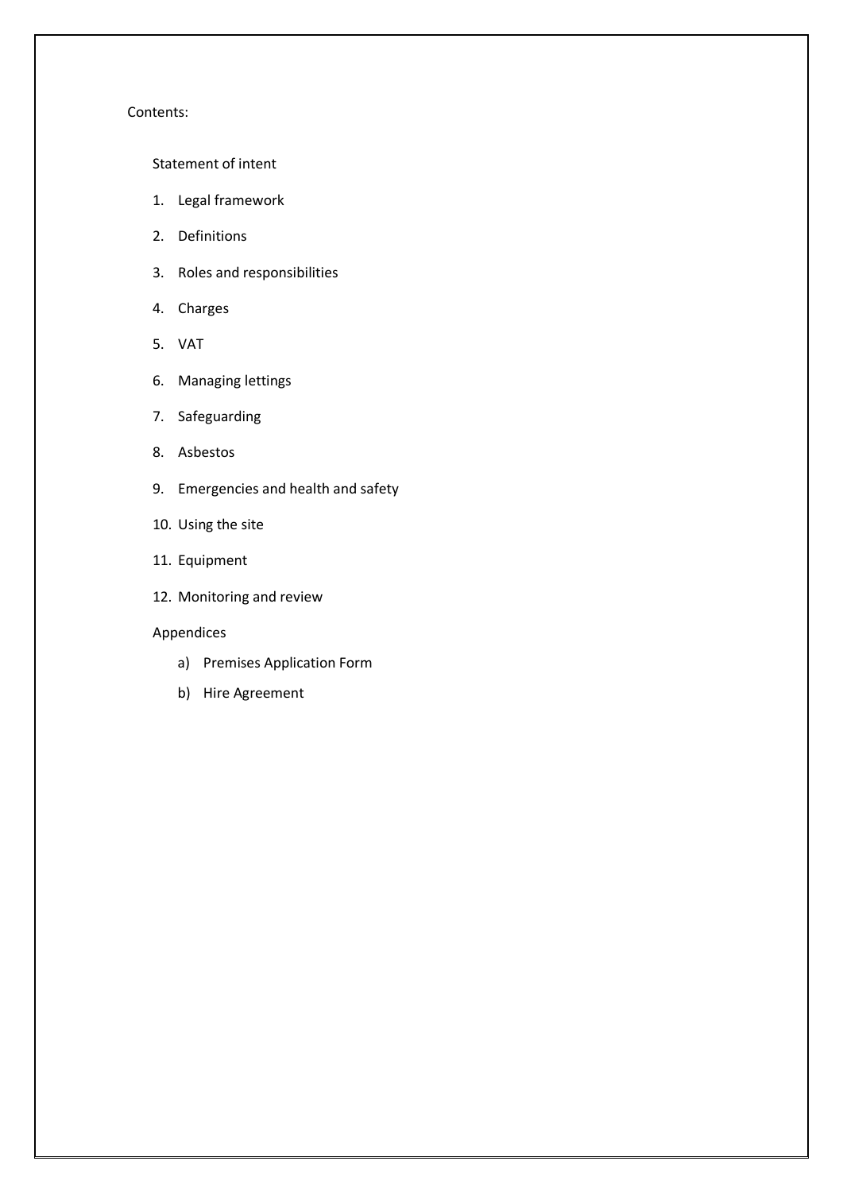Contents:

Statement of intent

1. Legal framework
2. Definitions
3. Roles and responsibilities
4. Charges
5. VAT
6. Managing lettings
7. Safeguarding
8. Asbestos
9. Emergencies and health and safety
10. Using the site
11. Equipment
12. Monitoring and review

Appendices

a) Premises Application Form
b) Hire Agreement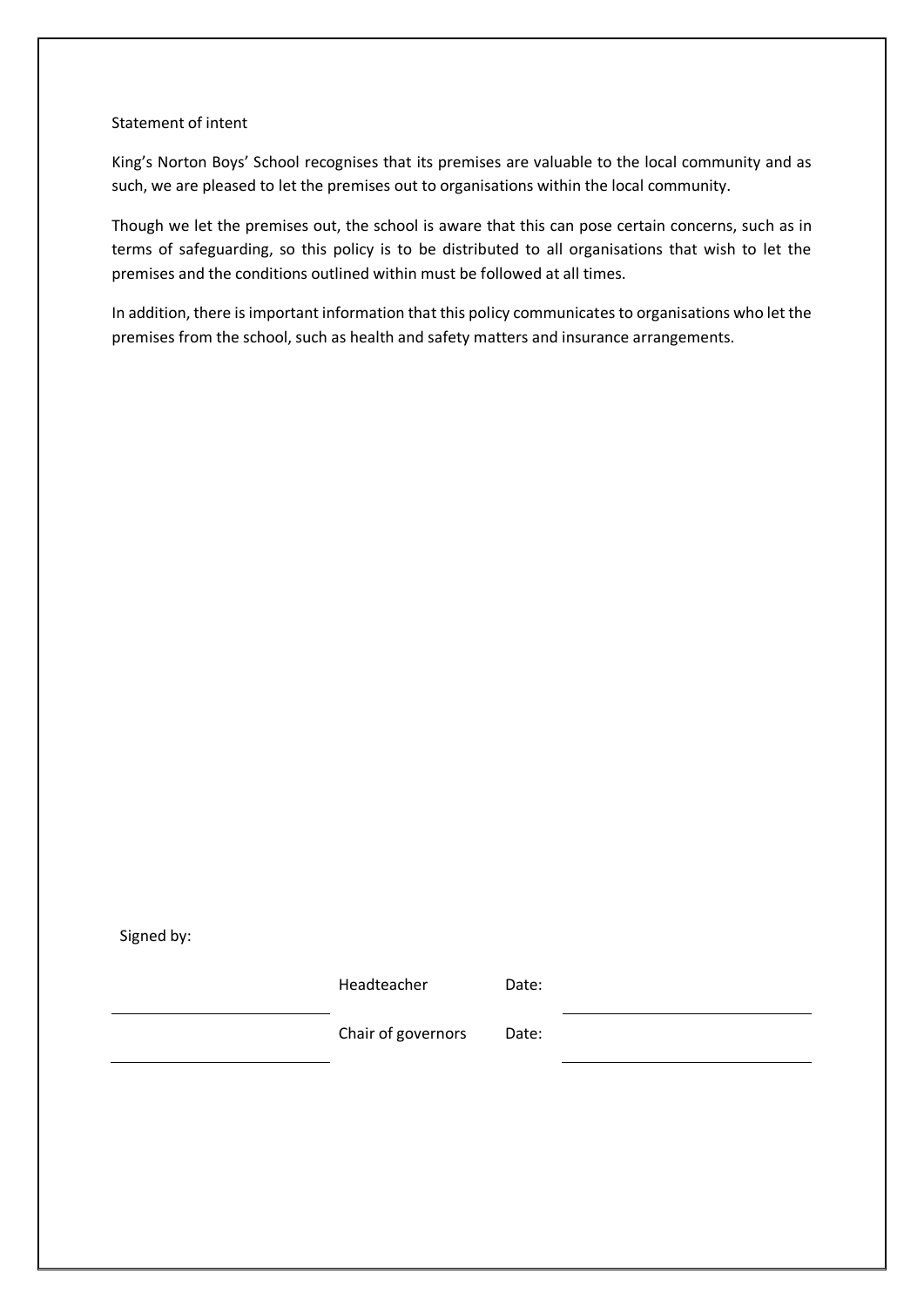## Statement of intent

King's Norton Boys' School recognises that its premises are valuable to the local community and as such, we are pleased to let the premises out to organisations within the local community.

Though we let the premises out, the school is aware that this can pose certain concerns, such as in terms of safeguarding, so this policy is to be distributed to all organisations that wish to let the premises and the conditions outlined within must be followed at all times.

In addition, there is important information that this policy communicates to organisations who let the premises from the school, such as health and safety matters and insurance arrangements.

Signed by:

| | | | |
|---|---|---|---|
| | Headteacher | Date: | |
| | Chair of governors | Date: | |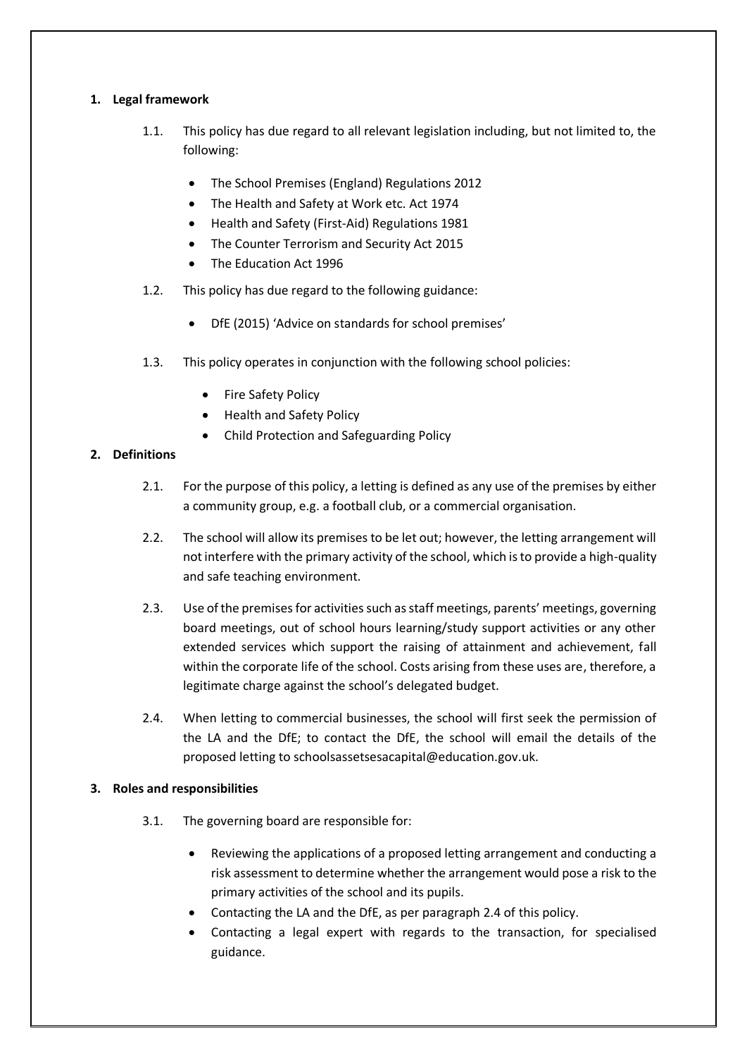## 1. Legal framework

1.1. This policy has due regard to all relevant legislation including, but not limited to, the following:

- The School Premises (England) Regulations 2012
- The Health and Safety at Work etc. Act 1974
- Health and Safety (First-Aid) Regulations 1981
- The Counter Terrorism and Security Act 2015
- The Education Act 1996

1.2. This policy has due regard to the following guidance:

- DfE (2015) 'Advice on standards for school premises'

1.3. This policy operates in conjunction with the following school policies:

- Fire Safety Policy
- Health and Safety Policy
- Child Protection and Safeguarding Policy

## 2. Definitions

2.1. For the purpose of this policy, a letting is defined as any use of the premises by either a community group, e.g. a football club, or a commercial organisation.

2.2. The school will allow its premises to be let out; however, the letting arrangement will not interfere with the primary activity of the school, which is to provide a high-quality and safe teaching environment.

2.3. Use of the premises for activities such as staff meetings, parents' meetings, governing board meetings, out of school hours learning/study support activities or any other extended services which support the raising of attainment and achievement, fall within the corporate life of the school. Costs arising from these uses are, therefore, a legitimate charge against the school's delegated budget.

2.4. When letting to commercial businesses, the school will first seek the permission of the LA and the DfE; to contact the DfE, the school will email the details of the proposed letting to schoolsassetsesacapital@education.gov.uk.

## 3. Roles and responsibilities

3.1. The governing board are responsible for:

- Reviewing the applications of a proposed letting arrangement and conducting a risk assessment to determine whether the arrangement would pose a risk to the primary activities of the school and its pupils.
- Contacting the LA and the DfE, as per paragraph 2.4 of this policy.
- Contacting a legal expert with regards to the transaction, for specialised guidance.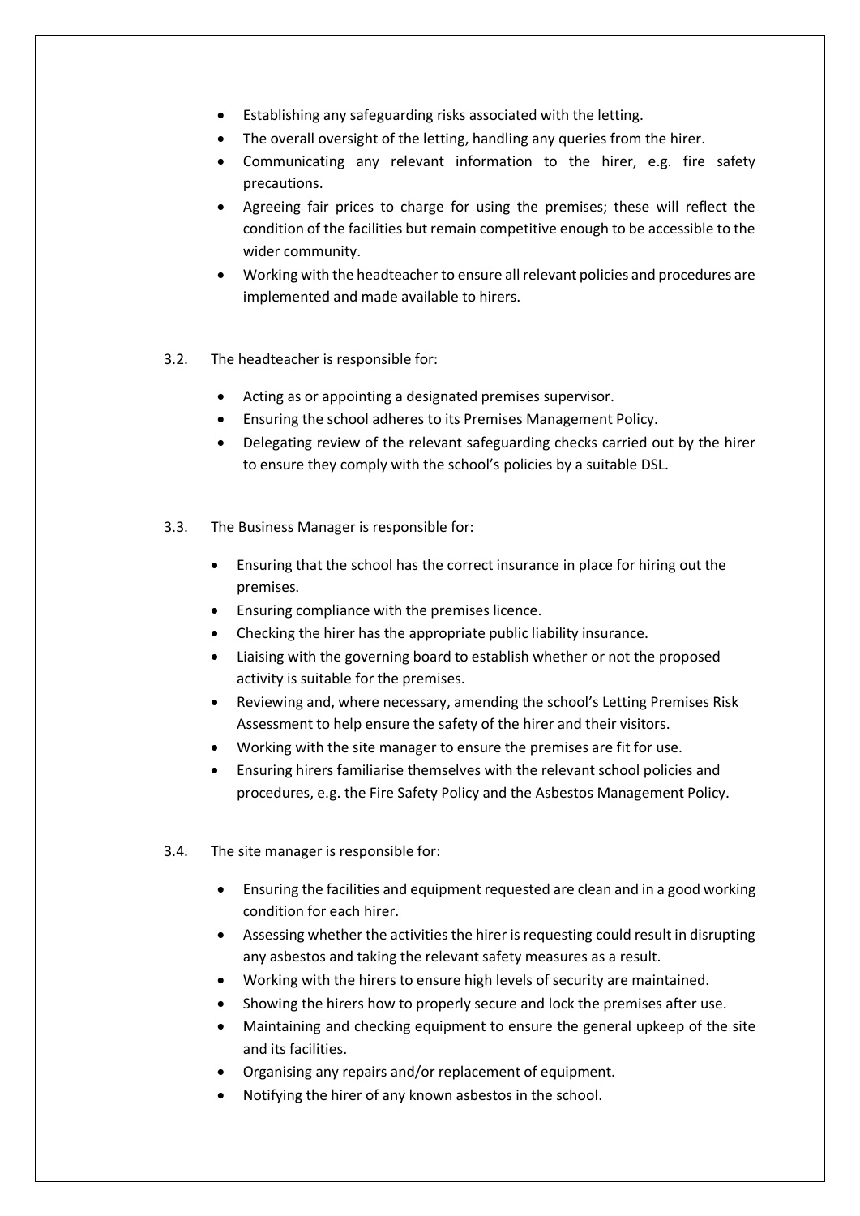- Establishing any safeguarding risks associated with the letting.
- The overall oversight of the letting, handling any queries from the hirer.
- Communicating any relevant information to the hirer, e.g. fire safety precautions.
- Agreeing fair prices to charge for using the premises; these will reflect the condition of the facilities but remain competitive enough to be accessible to the wider community.
- Working with the headteacher to ensure all relevant policies and procedures are implemented and made available to hirers.

3.2. The headteacher is responsible for:

- Acting as or appointing a designated premises supervisor.
- Ensuring the school adheres to its Premises Management Policy.
- Delegating review of the relevant safeguarding checks carried out by the hirer to ensure they comply with the school's policies by a suitable DSL.

3.3. The Business Manager is responsible for:

- Ensuring that the school has the correct insurance in place for hiring out the premises.
- Ensuring compliance with the premises licence.
- Checking the hirer has the appropriate public liability insurance.
- Liaising with the governing board to establish whether or not the proposed activity is suitable for the premises.
- Reviewing and, where necessary, amending the school's Letting Premises Risk Assessment to help ensure the safety of the hirer and their visitors.
- Working with the site manager to ensure the premises are fit for use.
- Ensuring hirers familiarise themselves with the relevant school policies and procedures, e.g. the Fire Safety Policy and the Asbestos Management Policy.

3.4. The site manager is responsible for:

- Ensuring the facilities and equipment requested are clean and in a good working condition for each hirer.
- Assessing whether the activities the hirer is requesting could result in disrupting any asbestos and taking the relevant safety measures as a result.
- Working with the hirers to ensure high levels of security are maintained.
- Showing the hirers how to properly secure and lock the premises after use.
- Maintaining and checking equipment to ensure the general upkeep of the site and its facilities.
- Organising any repairs and/or replacement of equipment.
- Notifying the hirer of any known asbestos in the school.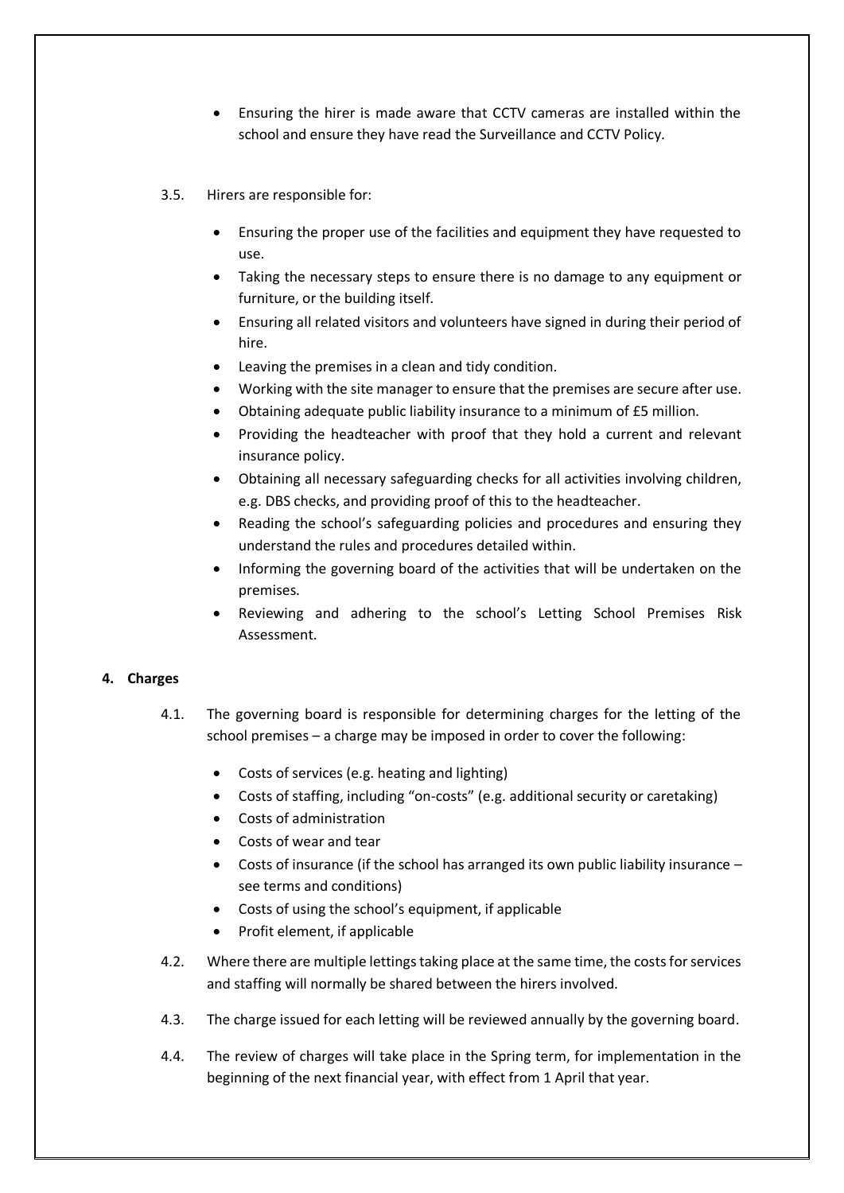- Ensuring the hirer is made aware that CCTV cameras are installed within the school and ensure they have read the Surveillance and CCTV Policy.

3.5. Hirers are responsible for:

- Ensuring the proper use of the facilities and equipment they have requested to use.
- Taking the necessary steps to ensure there is no damage to any equipment or furniture, or the building itself.
- Ensuring all related visitors and volunteers have signed in during their period of hire.
- Leaving the premises in a clean and tidy condition.
- Working with the site manager to ensure that the premises are secure after use.
- Obtaining adequate public liability insurance to a minimum of £5 million.
- Providing the headteacher with proof that they hold a current and relevant insurance policy.
- Obtaining all necessary safeguarding checks for all activities involving children, e.g. DBS checks, and providing proof of this to the headteacher.
- Reading the school's safeguarding policies and procedures and ensuring they understand the rules and procedures detailed within.
- Informing the governing board of the activities that will be undertaken on the premises.
- Reviewing and adhering to the school's Letting School Premises Risk Assessment.

## 4. Charges

4.1. The governing board is responsible for determining charges for the letting of the school premises – a charge may be imposed in order to cover the following:

- Costs of services (e.g. heating and lighting)
- Costs of staffing, including "on-costs" (e.g. additional security or caretaking)
- Costs of administration
- Costs of wear and tear
- Costs of insurance (if the school has arranged its own public liability insurance – see terms and conditions)
- Costs of using the school's equipment, if applicable
- Profit element, if applicable

4.2. Where there are multiple lettings taking place at the same time, the costs for services and staffing will normally be shared between the hirers involved.

4.3. The charge issued for each letting will be reviewed annually by the governing board.

4.4. The review of charges will take place in the Spring term, for implementation in the beginning of the next financial year, with effect from 1 April that year.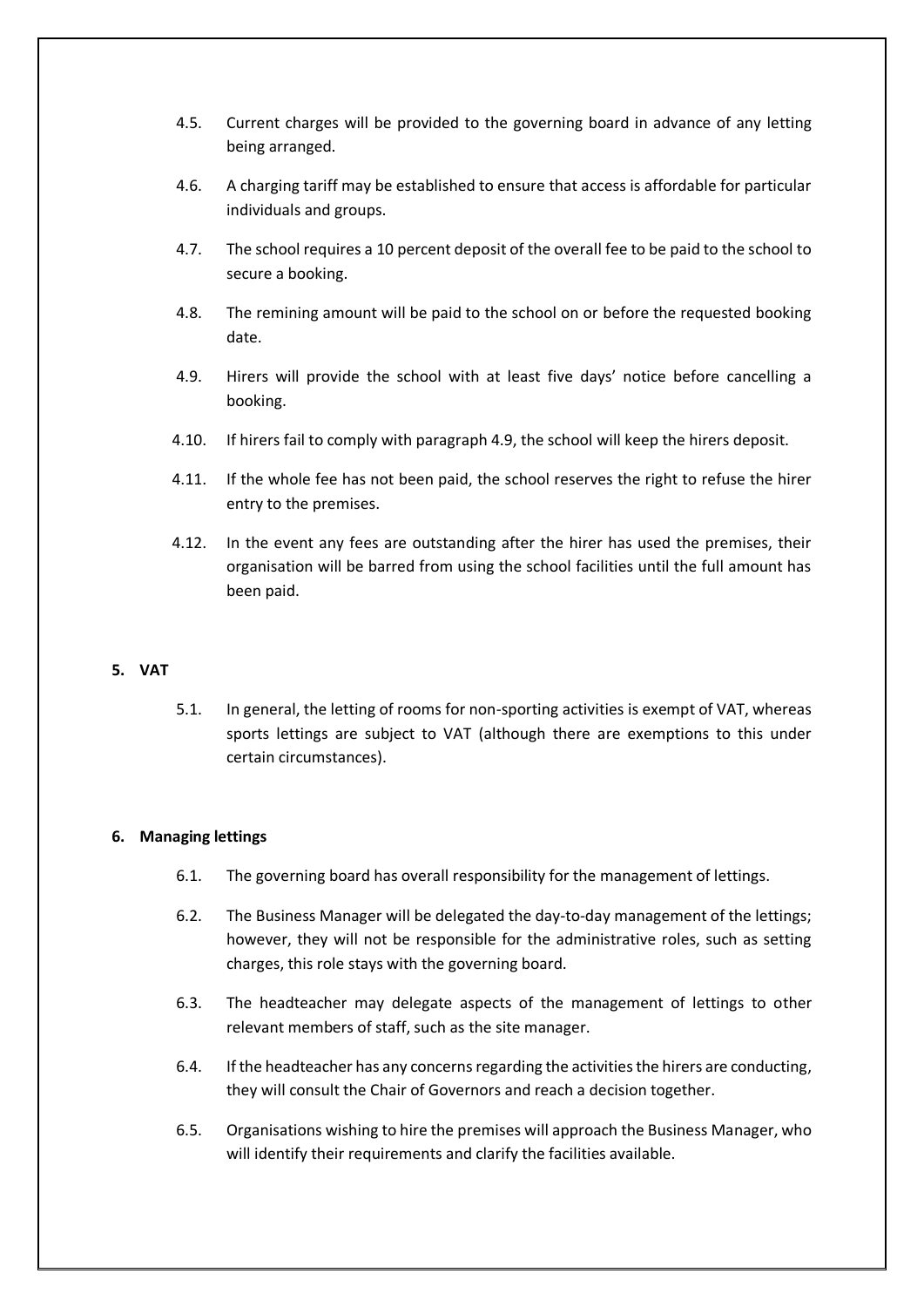4.5. Current charges will be provided to the governing board in advance of any letting being arranged.

4.6. A charging tariff may be established to ensure that access is affordable for particular individuals and groups.

4.7. The school requires a 10 percent deposit of the overall fee to be paid to the school to secure a booking.

4.8. The remining amount will be paid to the school on or before the requested booking date.

4.9. Hirers will provide the school with at least five days' notice before cancelling a booking.

4.10. If hirers fail to comply with paragraph 4.9, the school will keep the hirers deposit.

4.11. If the whole fee has not been paid, the school reserves the right to refuse the hirer entry to the premises.

4.12. In the event any fees are outstanding after the hirer has used the premises, their organisation will be barred from using the school facilities until the full amount has been paid.

## 5. VAT

5.1. In general, the letting of rooms for non-sporting activities is exempt of VAT, whereas sports lettings are subject to VAT (although there are exemptions to this under certain circumstances).

## 6. Managing lettings

6.1. The governing board has overall responsibility for the management of lettings.

6.2. The Business Manager will be delegated the day-to-day management of the lettings; however, they will not be responsible for the administrative roles, such as setting charges, this role stays with the governing board.

6.3. The headteacher may delegate aspects of the management of lettings to other relevant members of staff, such as the site manager.

6.4. If the headteacher has any concerns regarding the activities the hirers are conducting, they will consult the Chair of Governors and reach a decision together.

6.5. Organisations wishing to hire the premises will approach the Business Manager, who will identify their requirements and clarify the facilities available.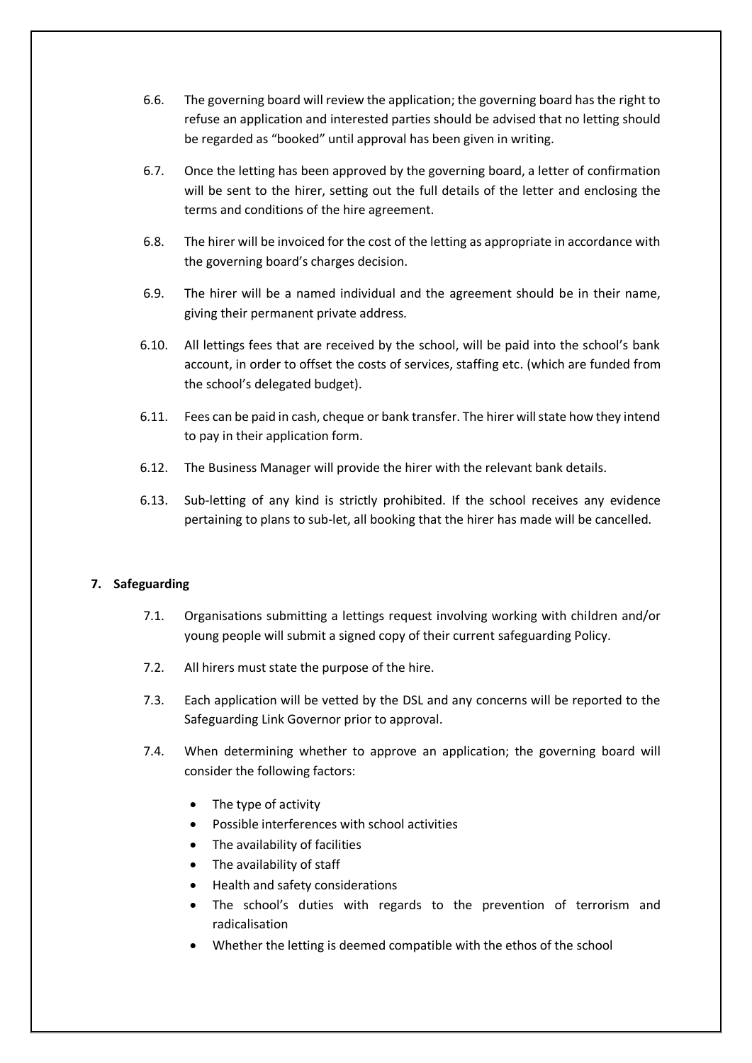6.6. The governing board will review the application; the governing board has the right to refuse an application and interested parties should be advised that no letting should be regarded as "booked" until approval has been given in writing.

6.7. Once the letting has been approved by the governing board, a letter of confirmation will be sent to the hirer, setting out the full details of the letter and enclosing the terms and conditions of the hire agreement.

6.8. The hirer will be invoiced for the cost of the letting as appropriate in accordance with the governing board's charges decision.

6.9. The hirer will be a named individual and the agreement should be in their name, giving their permanent private address.

6.10. All lettings fees that are received by the school, will be paid into the school's bank account, in order to offset the costs of services, staffing etc. (which are funded from the school's delegated budget).

6.11. Fees can be paid in cash, cheque or bank transfer. The hirer will state how they intend to pay in their application form.

6.12. The Business Manager will provide the hirer with the relevant bank details.

6.13. Sub-letting of any kind is strictly prohibited. If the school receives any evidence pertaining to plans to sub-let, all booking that the hirer has made will be cancelled.

## 7. Safeguarding

7.1. Organisations submitting a lettings request involving working with children and/or young people will submit a signed copy of their current safeguarding Policy.

7.2. All hirers must state the purpose of the hire.

7.3. Each application will be vetted by the DSL and any concerns will be reported to the Safeguarding Link Governor prior to approval.

7.4. When determining whether to approve an application; the governing board will consider the following factors:

- The type of activity
- Possible interferences with school activities
- The availability of facilities
- The availability of staff
- Health and safety considerations
- The school's duties with regards to the prevention of terrorism and radicalisation
- Whether the letting is deemed compatible with the ethos of the school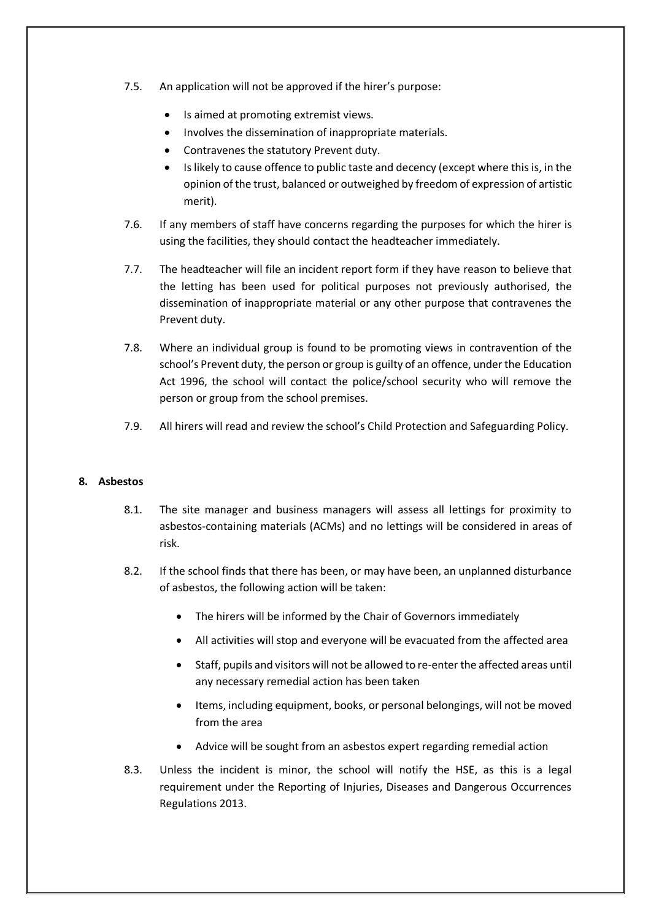7.5. An application will not be approved if the hirer's purpose:

- Is aimed at promoting extremist views.
- Involves the dissemination of inappropriate materials.
- Contravenes the statutory Prevent duty.
- Is likely to cause offence to public taste and decency (except where this is, in the opinion of the trust, balanced or outweighed by freedom of expression of artistic merit).

7.6. If any members of staff have concerns regarding the purposes for which the hirer is using the facilities, they should contact the headteacher immediately.

7.7. The headteacher will file an incident report form if they have reason to believe that the letting has been used for political purposes not previously authorised, the dissemination of inappropriate material or any other purpose that contravenes the Prevent duty.

7.8. Where an individual group is found to be promoting views in contravention of the school's Prevent duty, the person or group is guilty of an offence, under the Education Act 1996, the school will contact the police/school security who will remove the person or group from the school premises.

7.9. All hirers will read and review the school's Child Protection and Safeguarding Policy.

## 8. Asbestos

8.1. The site manager and business managers will assess all lettings for proximity to asbestos-containing materials (ACMs) and no lettings will be considered in areas of risk.

8.2. If the school finds that there has been, or may have been, an unplanned disturbance of asbestos, the following action will be taken:

- The hirers will be informed by the Chair of Governors immediately
- All activities will stop and everyone will be evacuated from the affected area
- Staff, pupils and visitors will not be allowed to re-enter the affected areas until any necessary remedial action has been taken
- Items, including equipment, books, or personal belongings, will not be moved from the area
- Advice will be sought from an asbestos expert regarding remedial action

8.3. Unless the incident is minor, the school will notify the HSE, as this is a legal requirement under the Reporting of Injuries, Diseases and Dangerous Occurrences Regulations 2013.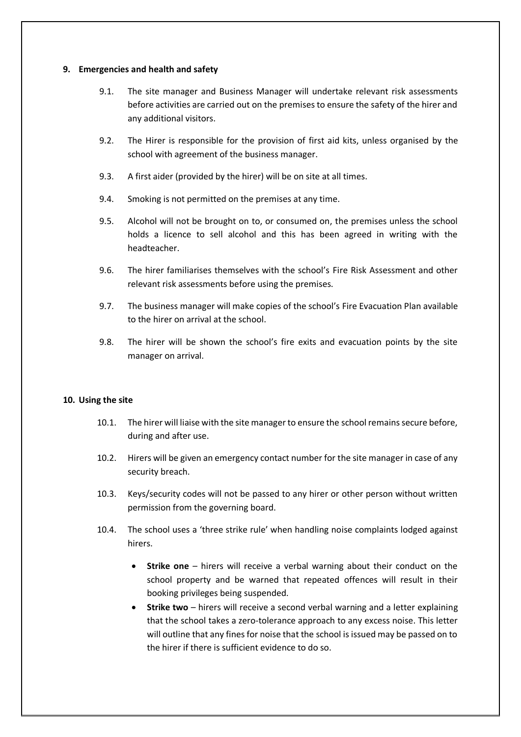## 9. Emergencies and health and safety

9.1. The site manager and Business Manager will undertake relevant risk assessments before activities are carried out on the premises to ensure the safety of the hirer and any additional visitors.

9.2. The Hirer is responsible for the provision of first aid kits, unless organised by the school with agreement of the business manager.

9.3. A first aider (provided by the hirer) will be on site at all times.

9.4. Smoking is not permitted on the premises at any time.

9.5. Alcohol will not be brought on to, or consumed on, the premises unless the school holds a licence to sell alcohol and this has been agreed in writing with the headteacher.

9.6. The hirer familiarises themselves with the school's Fire Risk Assessment and other relevant risk assessments before using the premises.

9.7. The business manager will make copies of the school's Fire Evacuation Plan available to the hirer on arrival at the school.

9.8. The hirer will be shown the school's fire exits and evacuation points by the site manager on arrival.

## 10. Using the site

10.1. The hirer will liaise with the site manager to ensure the school remains secure before, during and after use.

10.2. Hirers will be given an emergency contact number for the site manager in case of any security breach.

10.3. Keys/security codes will not be passed to any hirer or other person without written permission from the governing board.

10.4. The school uses a 'three strike rule' when handling noise complaints lodged against hirers.

- **Strike one** – hirers will receive a verbal warning about their conduct on the school property and be warned that repeated offences will result in their booking privileges being suspended.
- **Strike two** – hirers will receive a second verbal warning and a letter explaining that the school takes a zero-tolerance approach to any excess noise. This letter will outline that any fines for noise that the school is issued may be passed on to the hirer if there is sufficient evidence to do so.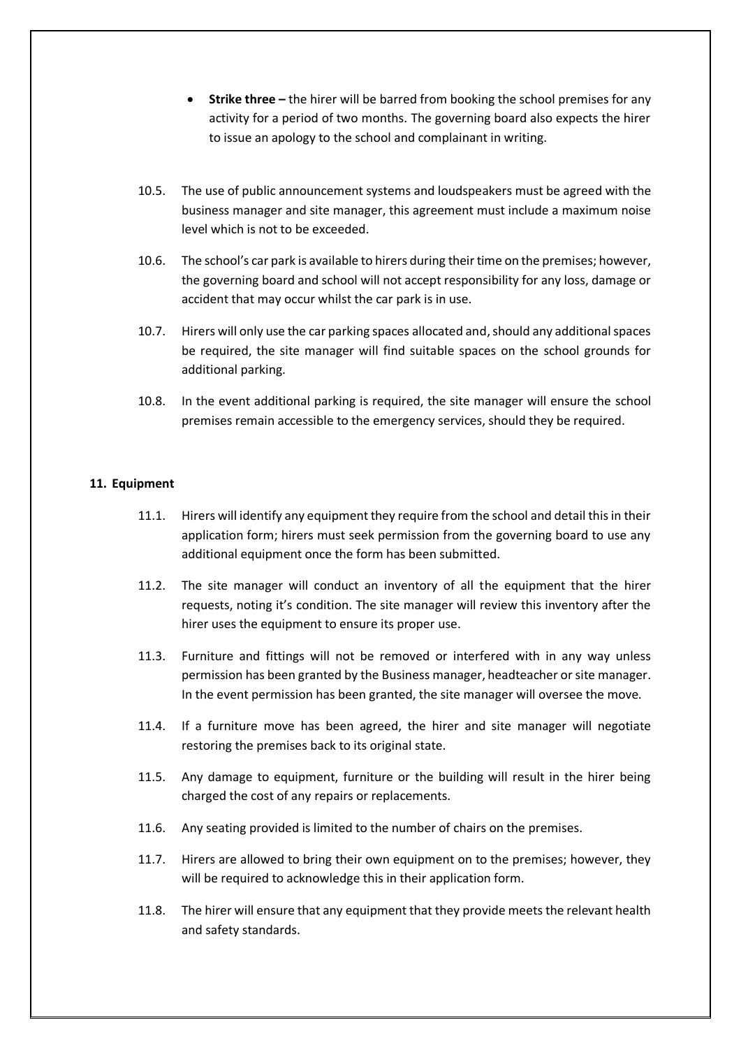- **Strike three –** the hirer will be barred from booking the school premises for any activity for a period of two months. The governing board also expects the hirer to issue an apology to the school and complainant in writing.

10.5. The use of public announcement systems and loudspeakers must be agreed with the business manager and site manager, this agreement must include a maximum noise level which is not to be exceeded.

10.6. The school's car park is available to hirers during their time on the premises; however, the governing board and school will not accept responsibility for any loss, damage or accident that may occur whilst the car park is in use.

10.7. Hirers will only use the car parking spaces allocated and, should any additional spaces be required, the site manager will find suitable spaces on the school grounds for additional parking.

10.8. In the event additional parking is required, the site manager will ensure the school premises remain accessible to the emergency services, should they be required.

## 11. Equipment

11.1. Hirers will identify any equipment they require from the school and detail this in their application form; hirers must seek permission from the governing board to use any additional equipment once the form has been submitted.

11.2. The site manager will conduct an inventory of all the equipment that the hirer requests, noting it's condition. The site manager will review this inventory after the hirer uses the equipment to ensure its proper use.

11.3. Furniture and fittings will not be removed or interfered with in any way unless permission has been granted by the Business manager, headteacher or site manager. In the event permission has been granted, the site manager will oversee the move.

11.4. If a furniture move has been agreed, the hirer and site manager will negotiate restoring the premises back to its original state.

11.5. Any damage to equipment, furniture or the building will result in the hirer being charged the cost of any repairs or replacements.

11.6. Any seating provided is limited to the number of chairs on the premises.

11.7. Hirers are allowed to bring their own equipment on to the premises; however, they will be required to acknowledge this in their application form.

11.8. The hirer will ensure that any equipment that they provide meets the relevant health and safety standards.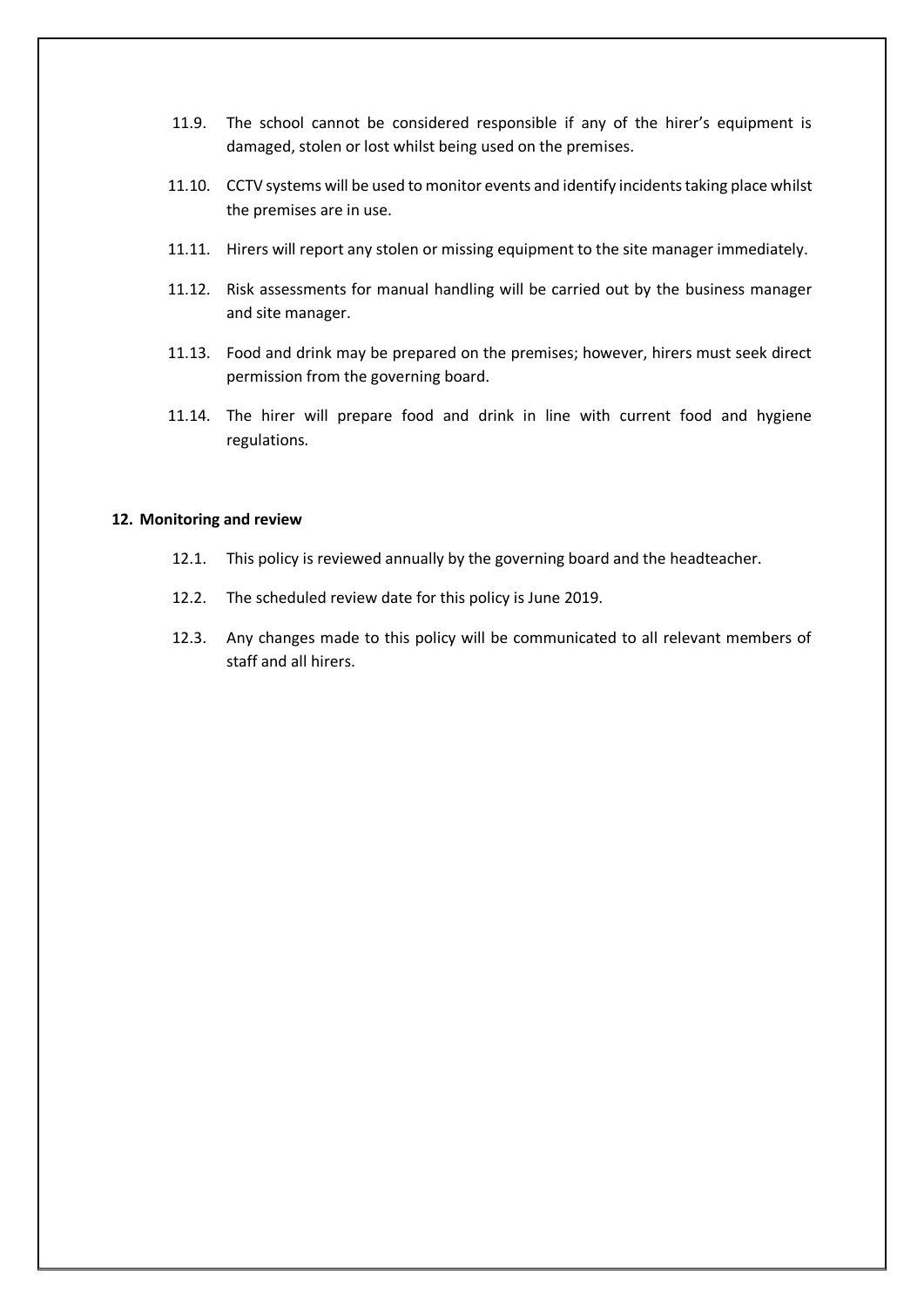11.9. The school cannot be considered responsible if any of the hirer's equipment is damaged, stolen or lost whilst being used on the premises.

11.10. CCTV systems will be used to monitor events and identify incidents taking place whilst the premises are in use.

11.11. Hirers will report any stolen or missing equipment to the site manager immediately.

11.12. Risk assessments for manual handling will be carried out by the business manager and site manager.

11.13. Food and drink may be prepared on the premises; however, hirers must seek direct permission from the governing board.

11.14. The hirer will prepare food and drink in line with current food and hygiene regulations.

**12. Monitoring and review**

12.1. This policy is reviewed annually by the governing board and the headteacher.

12.2. The scheduled review date for this policy is June 2019.

12.3. Any changes made to this policy will be communicated to all relevant members of staff and all hirers.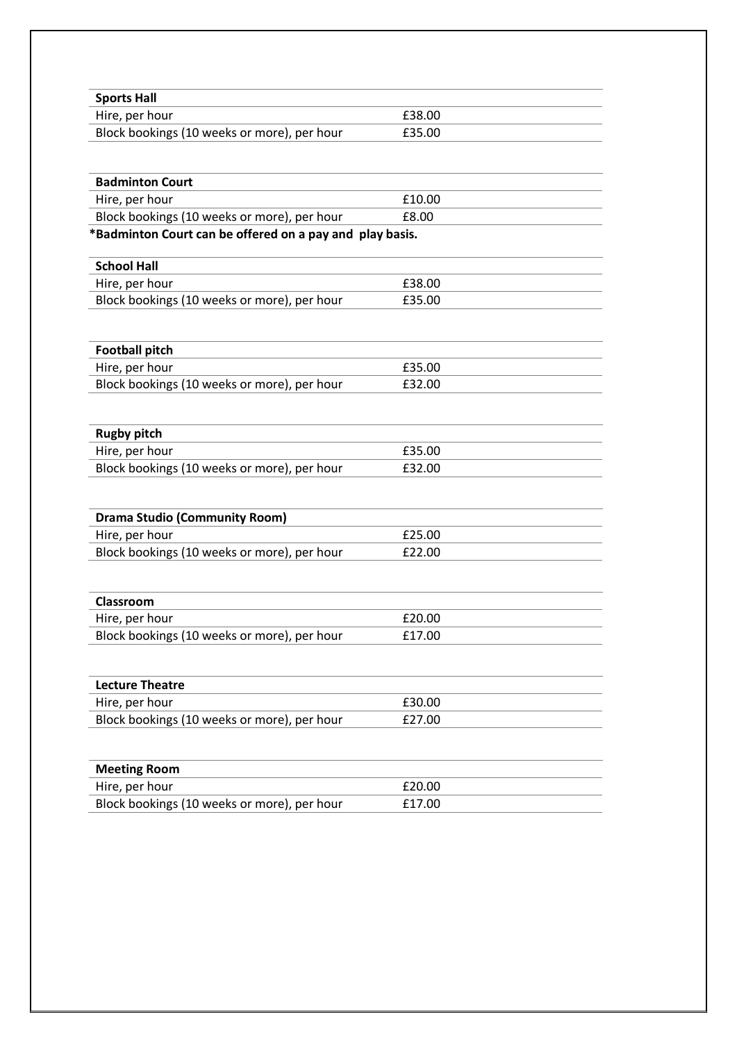| Sports Hall | |
|---|---|
| Hire, per hour | £38.00 |
| Block bookings (10 weeks or more), per hour | £35.00 |

| Badminton Court | |
|---|---|
| Hire, per hour | £10.00 |
| Block bookings (10 weeks or more), per hour | £8.00 |

**\*Badminton Court can be offered on a pay and play basis.**

| School Hall | |
|---|---|
| Hire, per hour | £38.00 |
| Block bookings (10 weeks or more), per hour | £35.00 |

| Football pitch | |
|---|---|
| Hire, per hour | £35.00 |
| Block bookings (10 weeks or more), per hour | £32.00 |

| Rugby pitch | |
|---|---|
| Hire, per hour | £35.00 |
| Block bookings (10 weeks or more), per hour | £32.00 |

| Drama Studio (Community Room) | |
|---|---|
| Hire, per hour | £25.00 |
| Block bookings (10 weeks or more), per hour | £22.00 |

| Classroom | |
|---|---|
| Hire, per hour | £20.00 |
| Block bookings (10 weeks or more), per hour | £17.00 |

| Lecture Theatre | |
|---|---|
| Hire, per hour | £30.00 |
| Block bookings (10 weeks or more), per hour | £27.00 |

| Meeting Room | |
|---|---|
| Hire, per hour | £20.00 |
| Block bookings (10 weeks or more), per hour | £17.00 |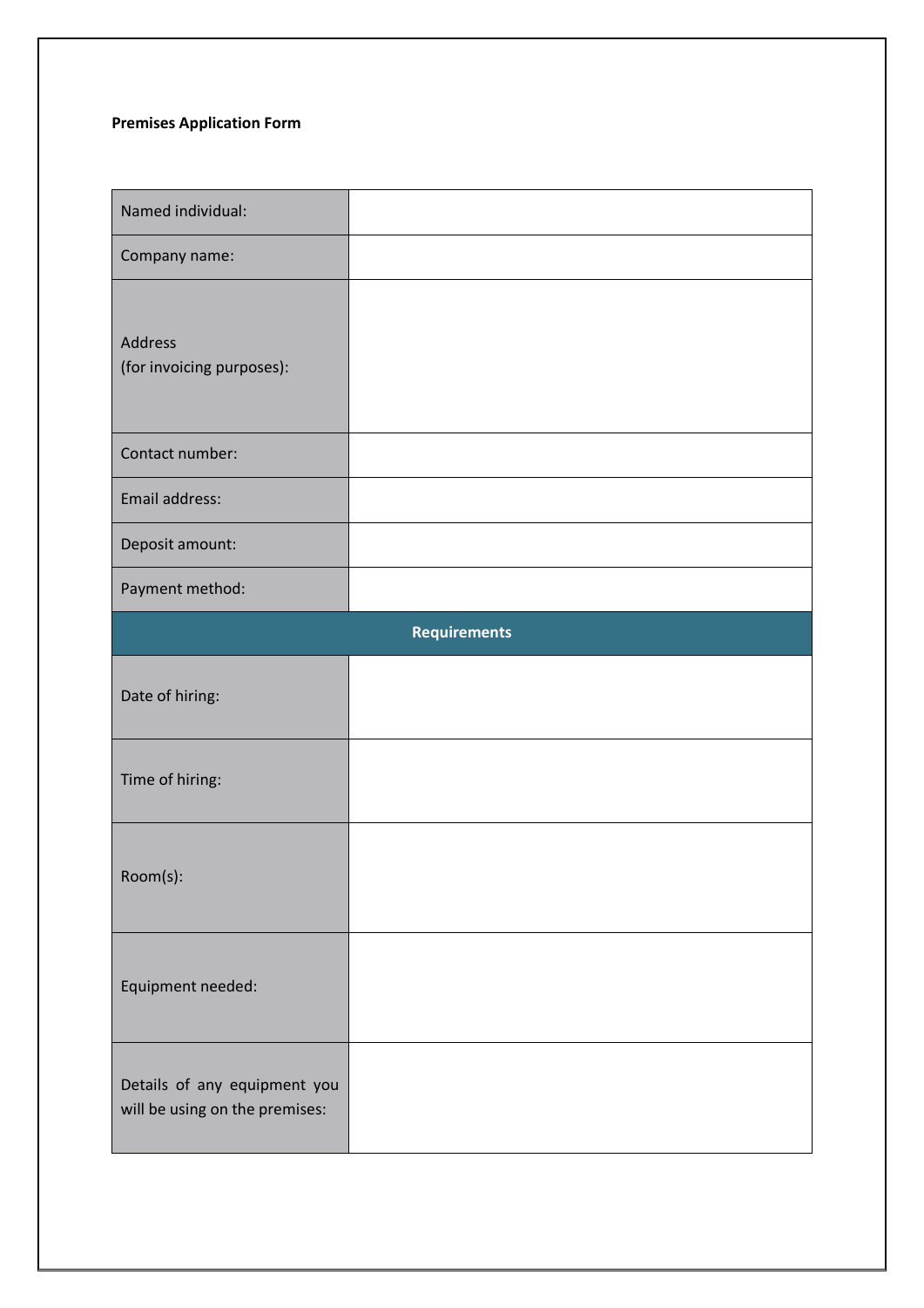**Premises Application Form**

| | |
|---|---|
| Named individual: | |
| Company name: | |
| Address (for invoicing purposes): | |
| Contact number: | |
| Email address: | |
| Deposit amount: | |
| Payment method: | |
| **Requirements** | |
| Date of hiring: | |
| Time of hiring: | |
| Room(s): | |
| Equipment needed: | |
| Details of any equipment you will be using on the premises: | |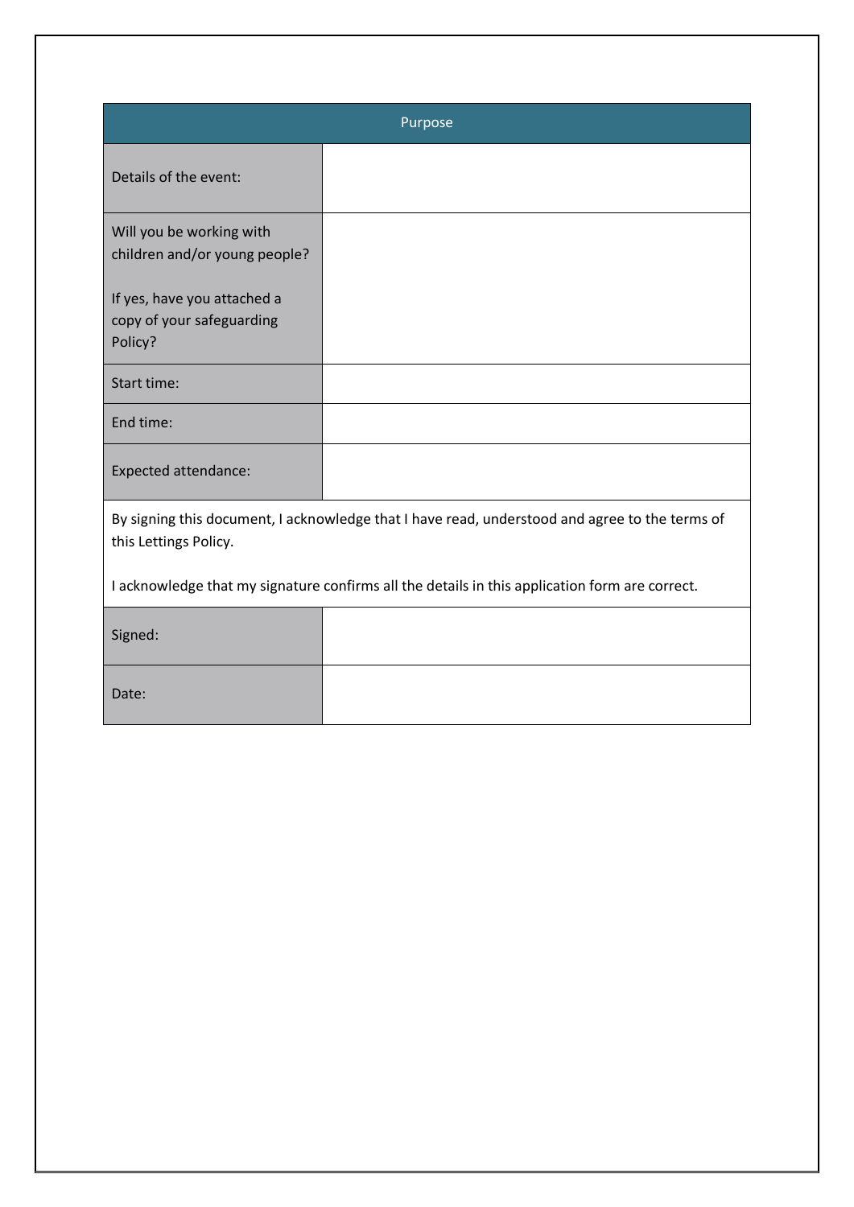| Purpose | |
|---|---|
| Details of the event: | |
| Will you be working with children and/or young people?<br><br>If yes, have you attached a copy of your safeguarding Policy? | |
| Start time: | |
| End time: | |
| Expected attendance: | |
| By signing this document, I acknowledge that I have read, understood and agree to the terms of this Lettings Policy.<br><br>I acknowledge that my signature confirms all the details in this application form are correct. | |
| Signed: | |
| Date: | |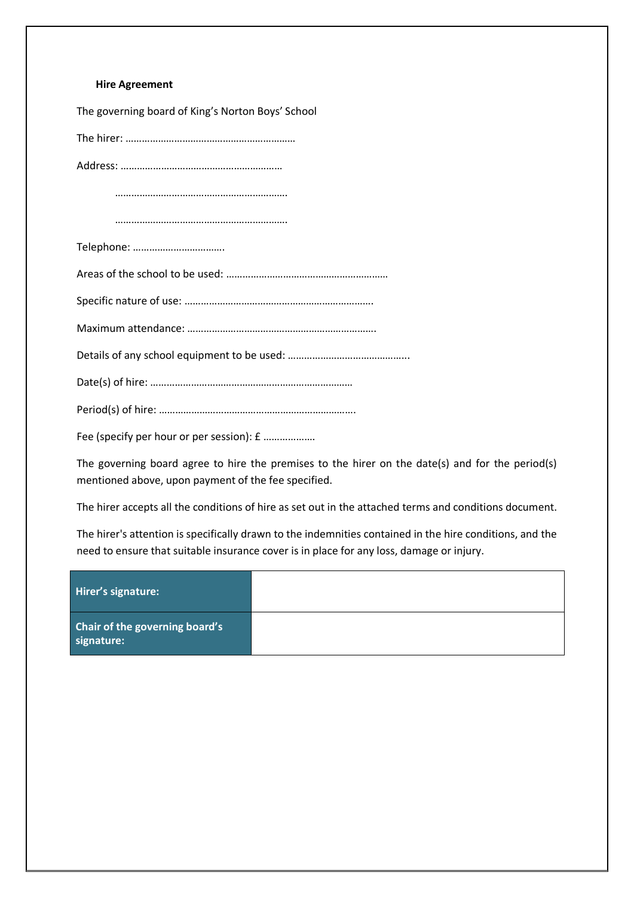### Hire Agreement

The governing board of King's Norton Boys' School

The hirer: ………………………………………………………

Address: ……………………………………………………

………………………………………………………

………………………………………………………

Telephone: …………………………….

Areas of the school to be used: ……………………………………………………

Specific nature of use: …………………………………………………………….

Maximum attendance: …………………………………………………………….

Details of any school equipment to be used: ……………………………………..

Date(s) of hire: …………………………………………………………………

Period(s) of hire: ……………………………………………………………….

Fee (specify per hour or per session): £ ……………….

The governing board agree to hire the premises to the hirer on the date(s) and for the period(s) mentioned above, upon payment of the fee specified.

The hirer accepts all the conditions of hire as set out in the attached terms and conditions document.

The hirer's attention is specifically drawn to the indemnities contained in the hire conditions, and the need to ensure that suitable insurance cover is in place for any loss, damage or injury.

| | |
|---|---|
| **Hirer's signature:** | |
| **Chair of the governing board's signature:** | |